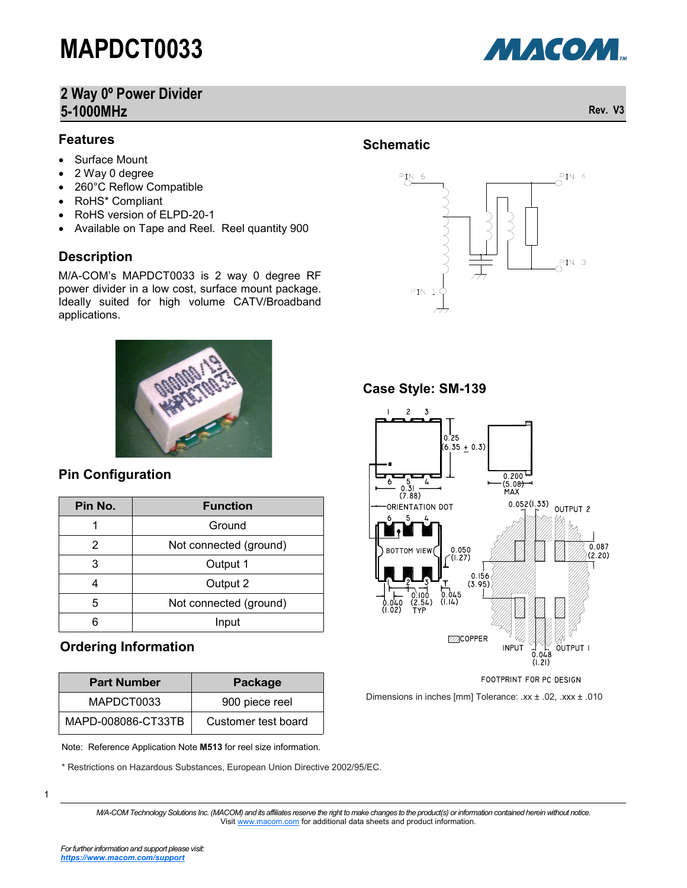# MAPDCT0033

## 2 Way 0º Power Divider 5-1000MHz

Rev. V3

### Features

- Surface Mount
- 2 Way 0 degree
- 260°C Reflow Compatible
- RoHS* Compliant
- RoHS version of ELPD-20-1
- Available on Tape and Reel. Reel quantity 900

### Description

M/A-COM's MAPDCT0033 is 2 way 0 degree RF power divider in a low cost, surface mount package. Ideally suited for high volume CATV/Broadband applications.

### Schematic

### Case Style: SM-139

Dimensions in inches [mm] Tolerance: .xx ± .02, .xxx ± .010

### Pin Configuration

| Pin No. | Function |
|---|---|
| 1 | Ground |
| 2 | Not connected (ground) |
| 3 | Output 1 |
| 4 | Output 2 |
| 5 | Not connected (ground) |
| 6 | Input |

### Ordering Information

| Part Number | Package |
|---|---|
| MAPDCT0033 | 900 piece reel |
| MAPD-008086-CT33TB | Customer test board |

Note: Reference Application Note **M513** for reel size information.

\* Restrictions on Hazardous Substances, European Union Directive 2002/95/EC.

*M/A-COM Technology Solutions Inc. (MACOM) and its affiliates reserve the right to make changes to the product(s) or information contained herein without notice.*
Visit www.macom.com for additional data sheets and product information.

*For further information and support please visit:*
***https://www.macom.com/support***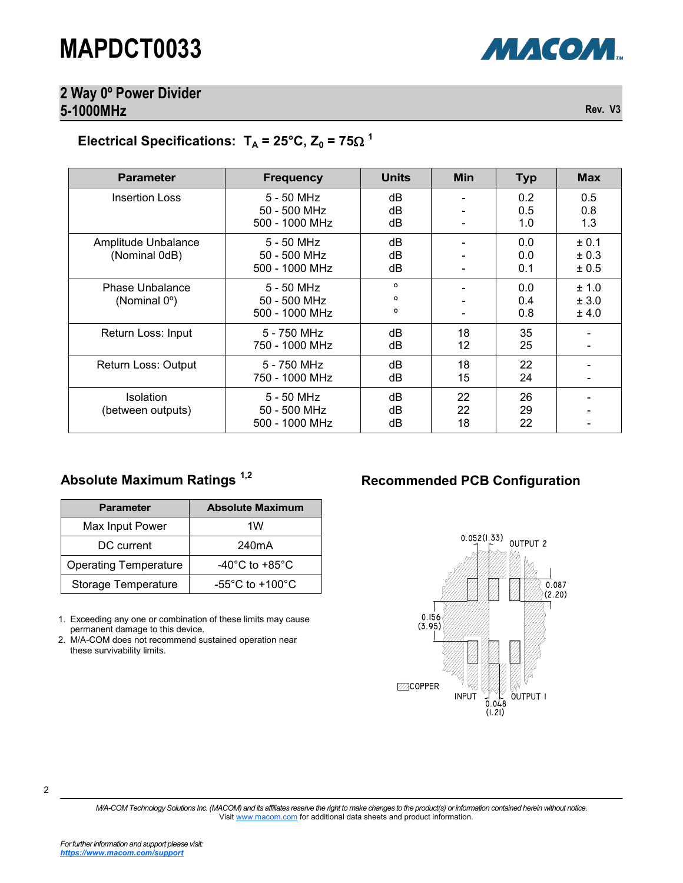# MAPDCT0033

## 2 Way 0º Power Divider
## 5-1000MHz

Rev. V3

### Electrical Specifications: $T_A$ = 25°C, $Z_0$ = 75Ω [1]

| Parameter | Frequency | Units | Min | Typ | Max |
|---|---|---|---|---|---|
| Insertion Loss | 5 - 50 MHz<br>50 - 500 MHz<br>500 - 1000 MHz | dB<br>dB<br>dB | -<br>-<br>- | 0.2<br>0.5<br>1.0 | 0.5<br>0.8<br>1.3 |
| Amplitude Unbalance (Nominal 0dB) | 5 - 50 MHz<br>50 - 500 MHz<br>500 - 1000 MHz | dB<br>dB<br>dB | -<br>-<br>- | 0.0<br>0.0<br>0.1 | ± 0.1<br>± 0.3<br>± 0.5 |
| Phase Unbalance (Nominal 0º) | 5 - 50 MHz<br>50 - 500 MHz<br>500 - 1000 MHz | º<br>º<br>º | -<br>-<br>- | 0.0<br>0.4<br>0.8 | ± 1.0<br>± 3.0<br>± 4.0 |
| Return Loss: Input | 5 - 750 MHz<br>750 - 1000 MHz | dB<br>dB | 18<br>12 | 35<br>25 | -<br>- |
| Return Loss: Output | 5 - 750 MHz<br>750 - 1000 MHz | dB<br>dB | 18<br>15 | 22<br>24 | -<br>- |
| Isolation (between outputs) | 5 - 50 MHz<br>50 - 500 MHz<br>500 - 1000 MHz | dB<br>dB<br>dB | 22<br>22<br>18 | 26<br>29<br>22 | -<br>-<br>- |

### Absolute Maximum Ratings [1,2]

| Parameter | Absolute Maximum |
|---|---|
| Max Input Power | 1W |
| DC current | 240mA |
| Operating Temperature | -40°C to +85°C |
| Storage Temperature | -55°C to +100°C |

1. Exceeding any one or combination of these limits may cause permanent damage to this device.
2. M/A-COM does not recommend sustained operation near these survivability limits.

### Recommended PCB Configuration

0.052 (1.33) — OUTPUT 2 — 0.087 (2.20) — 0.156 (3.95) — COPPER — INPUT — 0.048 (1.21) — OUTPUT 1

*M/A-COM Technology Solutions Inc. (MACOM) and its affiliates reserve the right to make changes to the product(s) or information contained herein without notice.*
Visit www.macom.com for additional data sheets and product information.

*For further information and support please visit:*
***https://www.macom.com/support***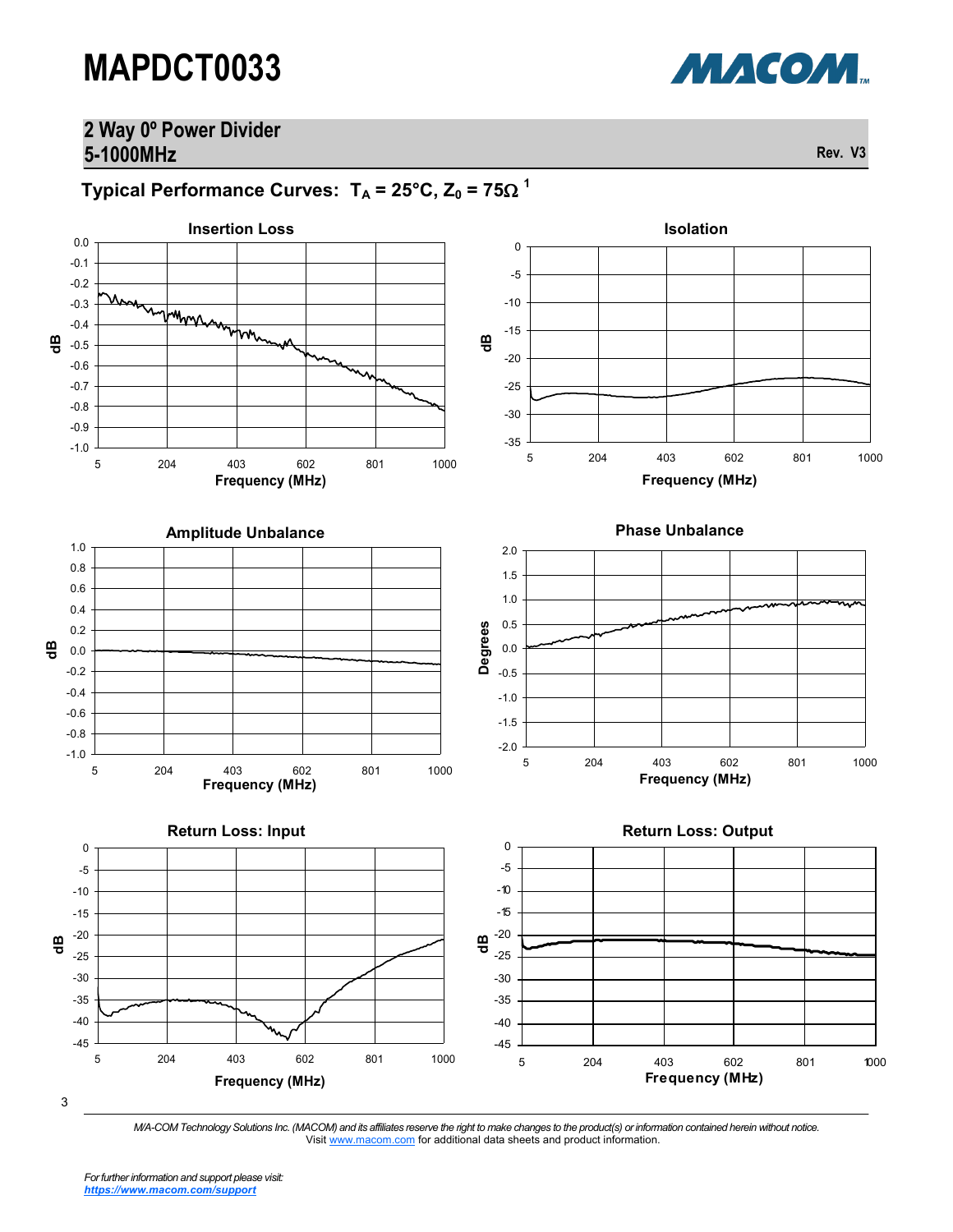# MAPDCT0033

## 2 Way 0º Power Divider
## 5-1000MHz

Rev. V3

### Typical Performance Curves: $T_A$ = 25°C, $Z_0$ = 75Ω [1]

**Insertion Loss**

**Isolation**

**Amplitude Unbalance**

**Phase Unbalance**

**Return Loss: Input**

**Return Loss: Output**

*M/A-COM Technology Solutions Inc. (MACOM) and its affiliates reserve the right to make changes to the product(s) or information contained herein without notice.*
Visit www.macom.com for additional data sheets and product information.

*For further information and support please visit:*
***https://www.macom.com/support***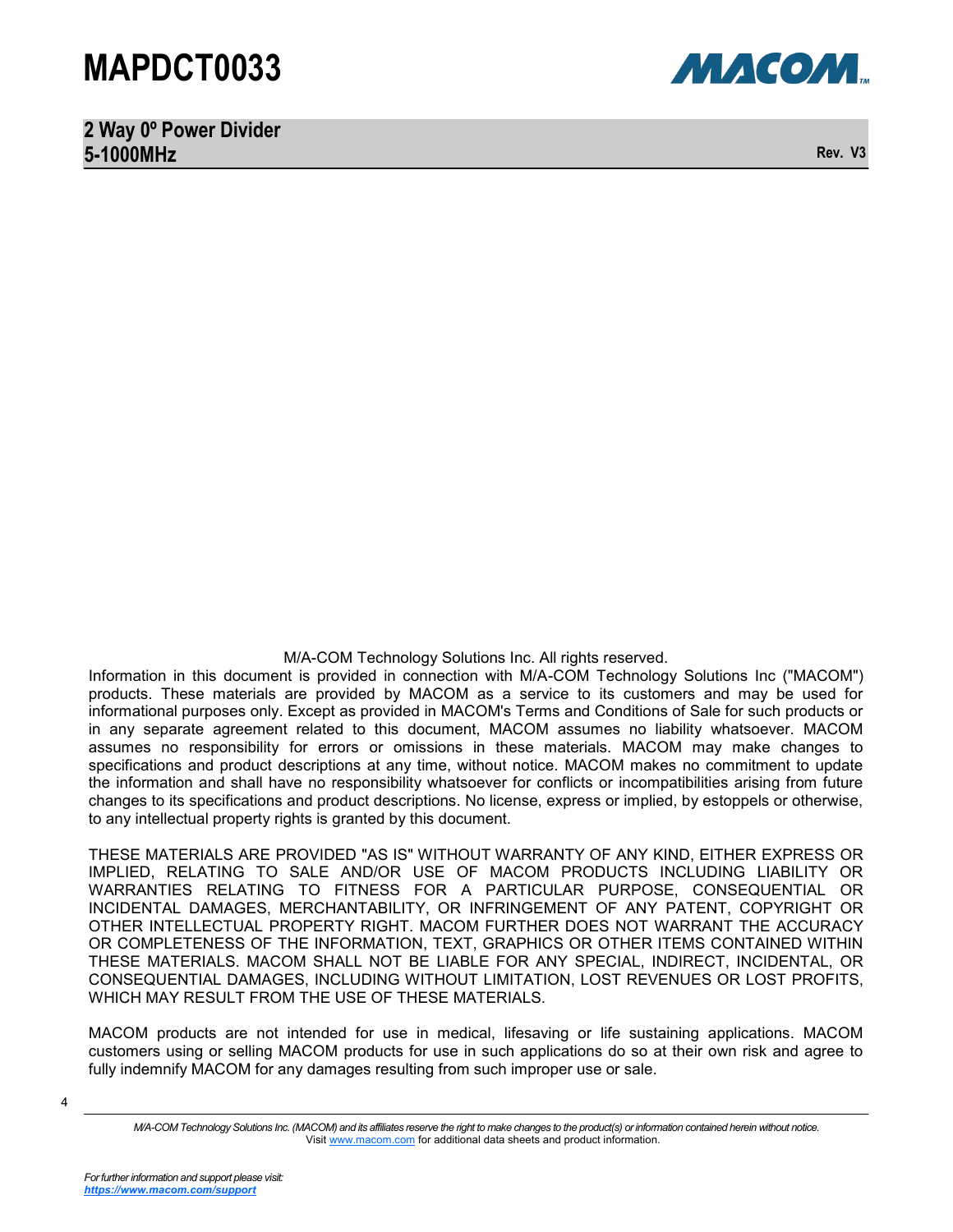M/A-COM Technology Solutions Inc. All rights reserved.

Information in this document is provided in connection with M/A-COM Technology Solutions Inc ("MACOM") products. These materials are provided by MACOM as a service to its customers and may be used for informational purposes only. Except as provided in MACOM's Terms and Conditions of Sale for such products or in any separate agreement related to this document, MACOM assumes no liability whatsoever. MACOM assumes no responsibility for errors or omissions in these materials. MACOM may make changes to specifications and product descriptions at any time, without notice. MACOM makes no commitment to update the information and shall have no responsibility whatsoever for conflicts or incompatibilities arising from future changes to its specifications and product descriptions. No license, express or implied, by estoppels or otherwise, to any intellectual property rights is granted by this document.

THESE MATERIALS ARE PROVIDED "AS IS" WITHOUT WARRANTY OF ANY KIND, EITHER EXPRESS OR IMPLIED, RELATING TO SALE AND/OR USE OF MACOM PRODUCTS INCLUDING LIABILITY OR WARRANTIES RELATING TO FITNESS FOR A PARTICULAR PURPOSE, CONSEQUENTIAL OR INCIDENTAL DAMAGES, MERCHANTABILITY, OR INFRINGEMENT OF ANY PATENT, COPYRIGHT OR OTHER INTELLECTUAL PROPERTY RIGHT. MACOM FURTHER DOES NOT WARRANT THE ACCURACY OR COMPLETENESS OF THE INFORMATION, TEXT, GRAPHICS OR OTHER ITEMS CONTAINED WITHIN THESE MATERIALS. MACOM SHALL NOT BE LIABLE FOR ANY SPECIAL, INDIRECT, INCIDENTAL, OR CONSEQUENTIAL DAMAGES, INCLUDING WITHOUT LIMITATION, LOST REVENUES OR LOST PROFITS, WHICH MAY RESULT FROM THE USE OF THESE MATERIALS.

MACOM products are not intended for use in medical, lifesaving or life sustaining applications. MACOM customers using or selling MACOM products for use in such applications do so at their own risk and agree to fully indemnify MACOM for any damages resulting from such improper use or sale.